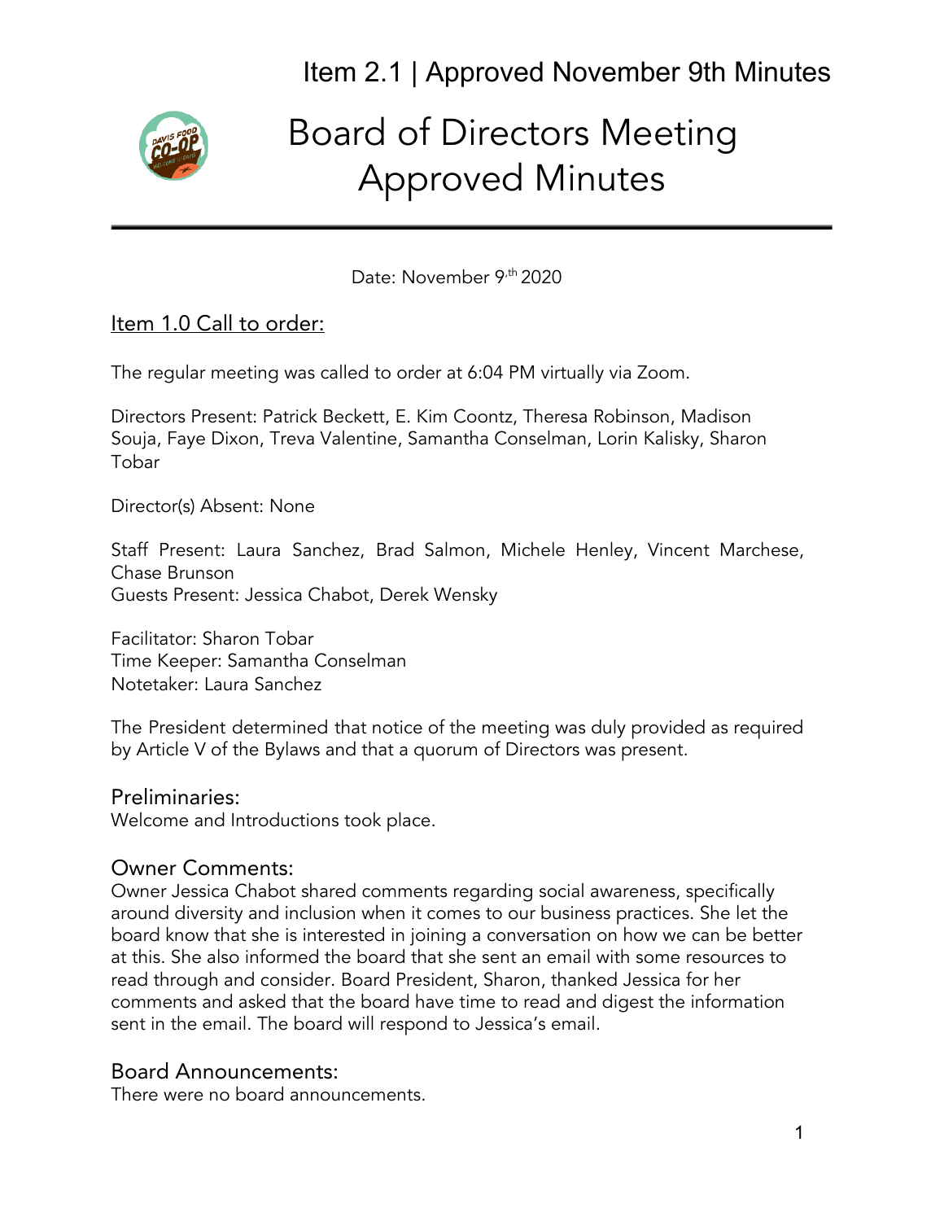Item 2.1 | Approved November 9th Minutes

# Board of Directors Meeting Approved Minutes

Date: November 9th 2020

## Item 1.0 Call to order:

The regular meeting was called to order at 6:04 PM virtually via Zoom.

Directors Present: Patrick Beckett, E. Kim Coontz, Theresa Robinson, Madison Souja, Faye Dixon, Treva Valentine, Samantha Conselman, Lorin Kalisky, Sharon Tobar

Director(s) Absent: None

Staff Present: Laura Sanchez, Brad Salmon, Michele Henley, Vincent Marchese, Chase Brunson
Guests Present: Jessica Chabot, Derek Wensky

Facilitator: Sharon Tobar
Time Keeper: Samantha Conselman
Notetaker: Laura Sanchez

The President determined that notice of the meeting was duly provided as required by Article V of the Bylaws and that a quorum of Directors was present.

### Preliminaries:

Welcome and Introductions took place.

### Owner Comments:

Owner Jessica Chabot shared comments regarding social awareness, specifically around diversity and inclusion when it comes to our business practices. She let the board know that she is interested in joining a conversation on how we can be better at this. She also informed the board that she sent an email with some resources to read through and consider. Board President, Sharon, thanked Jessica for her comments and asked that the board have time to read and digest the information sent in the email. The board will respond to Jessica's email.

### Board Announcements:

There were no board announcements.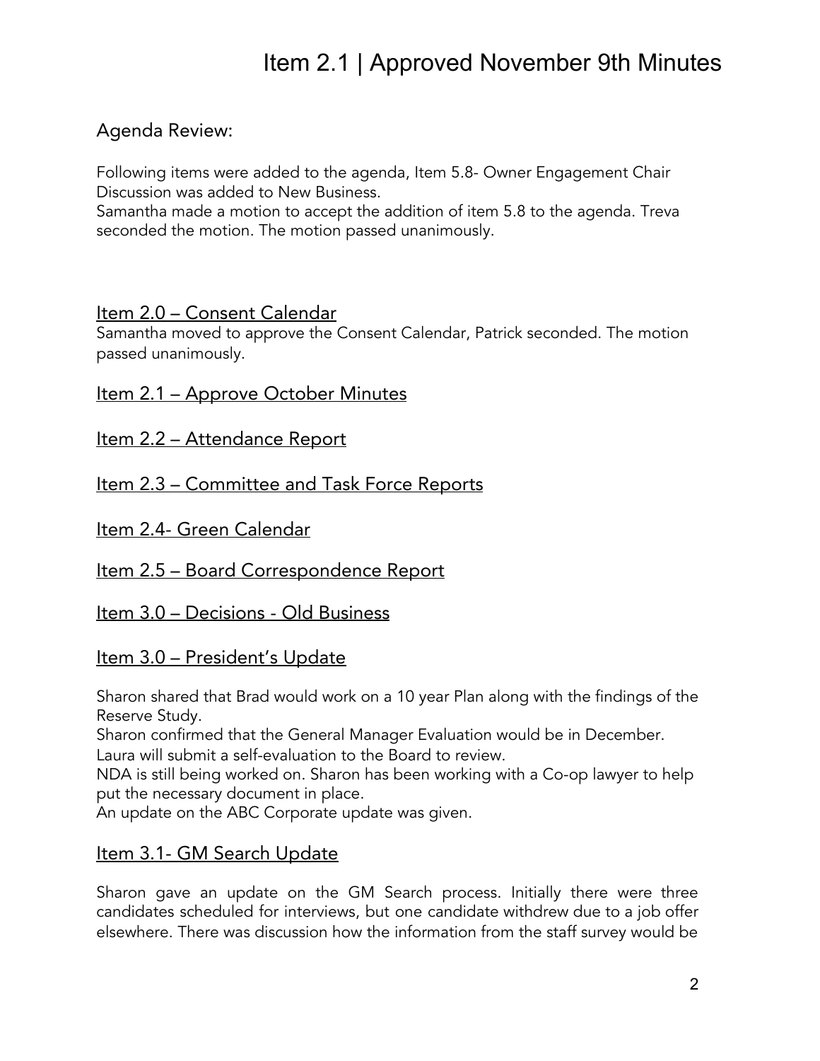# Item 2.1 | Approved November 9th Minutes

## Agenda Review:

Following items were added to the agenda, Item 5.8- Owner Engagement Chair Discussion was added to New Business.
Samantha made a motion to accept the addition of item 5.8 to the agenda. Treva seconded the motion. The motion passed unanimously.

### Item 2.0 – Consent Calendar

Samantha moved to approve the Consent Calendar, Patrick seconded. The motion passed unanimously.

### Item 2.1 – Approve October Minutes

### Item 2.2 – Attendance Report

### Item 2.3 – Committee and Task Force Reports

### Item 2.4- Green Calendar

### Item 2.5 – Board Correspondence Report

### Item 3.0 – Decisions - Old Business

### Item 3.0 – President's Update

Sharon shared that Brad would work on a 10 year Plan along with the findings of the Reserve Study.
Sharon confirmed that the General Manager Evaluation would be in December.
Laura will submit a self-evaluation to the Board to review.
NDA is still being worked on. Sharon has been working with a Co-op lawyer to help put the necessary document in place.
An update on the ABC Corporate update was given.

### Item 3.1- GM Search Update

Sharon gave an update on the GM Search process. Initially there were three candidates scheduled for interviews, but one candidate withdrew due to a job offer elsewhere. There was discussion how the information from the staff survey would be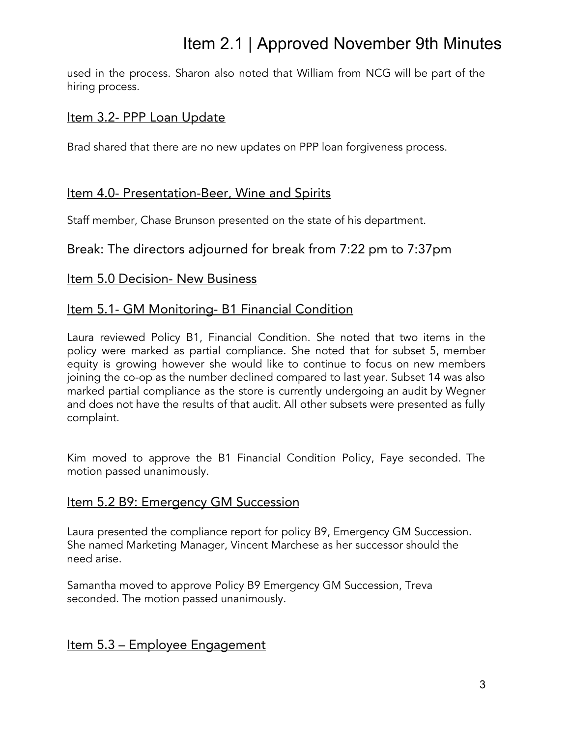used in the process. Sharon also noted that William from NCG will be part of the hiring process.

## Item 3.2- PPP Loan Update

Brad shared that there are no new updates on PPP loan forgiveness process.

## Item 4.0- Presentation-Beer, Wine and Spirits

Staff member, Chase Brunson presented on the state of his department.

## Break: The directors adjourned for break from 7:22 pm to 7:37pm

## Item 5.0 Decision- New Business

## Item 5.1- GM Monitoring- B1 Financial Condition

Laura reviewed Policy B1, Financial Condition. She noted that two items in the policy were marked as partial compliance. She noted that for subset 5, member equity is growing however she would like to continue to focus on new members joining the co-op as the number declined compared to last year. Subset 14 was also marked partial compliance as the store is currently undergoing an audit by Wegner and does not have the results of that audit. All other subsets were presented as fully complaint.

Kim moved to approve the B1 Financial Condition Policy, Faye seconded. The motion passed unanimously.

## Item 5.2 B9: Emergency GM Succession

Laura presented the compliance report for policy B9, Emergency GM Succession. She named Marketing Manager, Vincent Marchese as her successor should the need arise.

Samantha moved to approve Policy B9 Emergency GM Succession, Treva seconded. The motion passed unanimously.

## Item 5.3 – Employee Engagement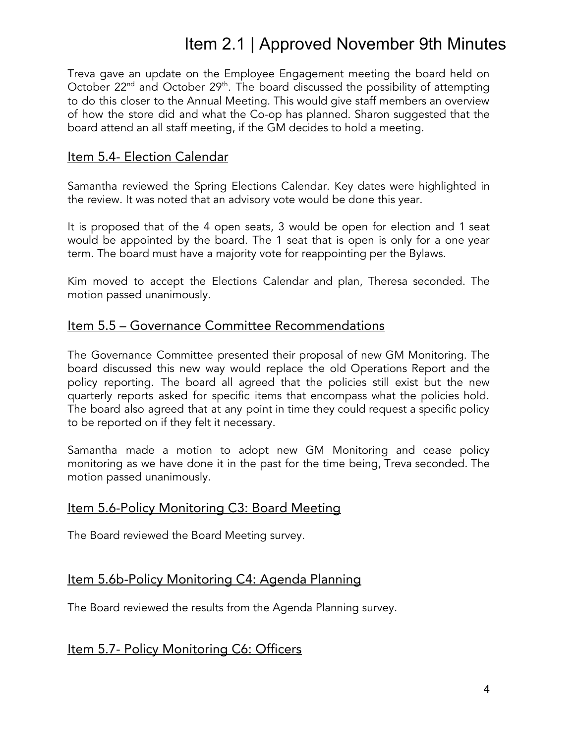Treva gave an update on the Employee Engagement meeting the board held on October 22nd and October 29th. The board discussed the possibility of attempting to do this closer to the Annual Meeting. This would give staff members an overview of how the store did and what the Co-op has planned. Sharon suggested that the board attend an all staff meeting, if the GM decides to hold a meeting.

## Item 5.4- Election Calendar

Samantha reviewed the Spring Elections Calendar. Key dates were highlighted in the review. It was noted that an advisory vote would be done this year.

It is proposed that of the 4 open seats, 3 would be open for election and 1 seat would be appointed by the board. The 1 seat that is open is only for a one year term. The board must have a majority vote for reappointing per the Bylaws.

Kim moved to accept the Elections Calendar and plan, Theresa seconded. The motion passed unanimously.

## Item 5.5 – Governance Committee Recommendations

The Governance Committee presented their proposal of new GM Monitoring. The board discussed this new way would replace the old Operations Report and the policy reporting. The board all agreed that the policies still exist but the new quarterly reports asked for specific items that encompass what the policies hold. The board also agreed that at any point in time they could request a specific policy to be reported on if they felt it necessary.

Samantha made a motion to adopt new GM Monitoring and cease policy monitoring as we have done it in the past for the time being, Treva seconded. The motion passed unanimously.

## Item 5.6-Policy Monitoring C3: Board Meeting

The Board reviewed the Board Meeting survey.

## Item 5.6b-Policy Monitoring C4: Agenda Planning

The Board reviewed the results from the Agenda Planning survey.

## Item 5.7- Policy Monitoring C6: Officers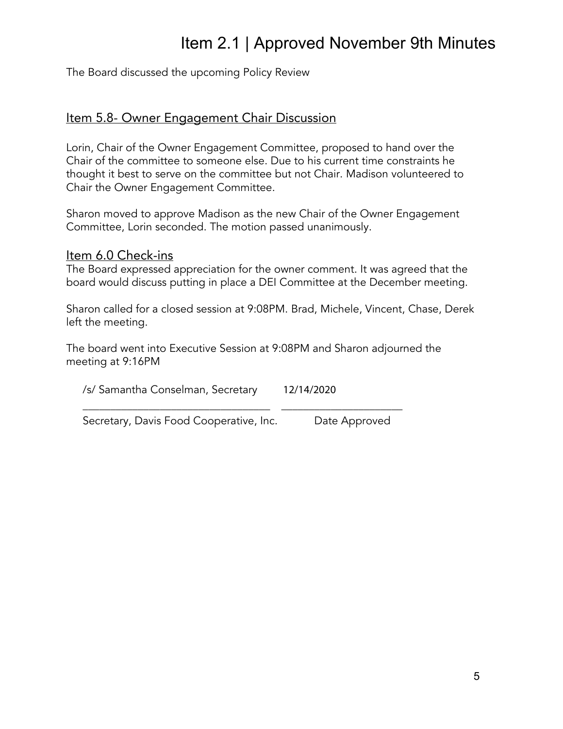The Board discussed the upcoming Policy Review

## Item 5.8- Owner Engagement Chair Discussion

Lorin, Chair of the Owner Engagement Committee, proposed to hand over the Chair of the committee to someone else. Due to his current time constraints he thought it best to serve on the committee but not Chair. Madison volunteered to Chair the Owner Engagement Committee.

Sharon moved to approve Madison as the new Chair of the Owner Engagement Committee, Lorin seconded. The motion passed unanimously.

## Item 6.0 Check-ins

The Board expressed appreciation for the owner comment. It was agreed that the board would discuss putting in place a DEI Committee at the December meeting.

Sharon called for a closed session at 9:08PM. Brad, Michele, Vincent, Chase, Derek left the meeting.

The board went into Executive Session at 9:08PM and Sharon adjourned the meeting at 9:16PM

/s/ Samantha Conselman, Secretary        12/14/2020

_________________________________    _____________________

Secretary, Davis Food Cooperative, Inc.        Date Approved